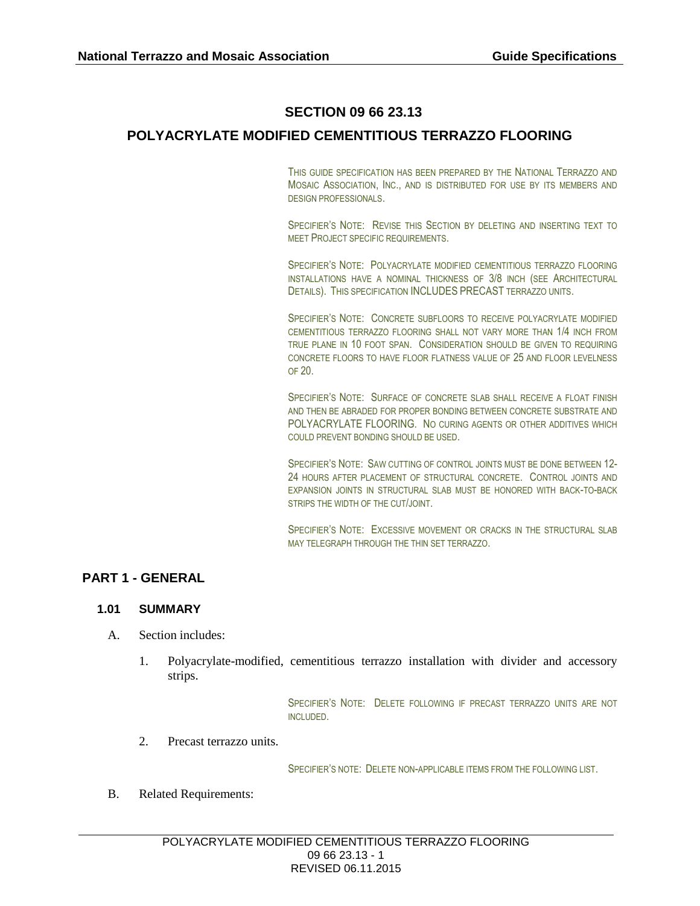# SECTION 09 66 23.13

# POLYACRYLATE MODIFIED CEMENTITIOUS TERRAZZO FLOORING

THIS GUIDE SPECIFICATION HAS BEEN PREPARED BY THE NATIONAL TERRAZZO AND MOSAIC ASSOCIATION, INC., AND IS DISTRIBUTED FOR USE BY ITS MEMBERS AND DESIGN PROFESSIONALS.

SPECIFIER'S NOTE: REVISE THIS SECTION BY DELETING AND INSERTING TEXT TO MEET PROJECT SPECIFIC REQUIREMENTS.

SPECIFIER'S NOTE: POLYACRYLATE MODIFIED CEMENTITIOUS TERRAZZO FLOORING INSTALLATIONS HAVE A NOMINAL THICKNESS OF 3/8 INCH (SEE ARCHITECTURAL DETAILS). THIS SPECIFICATION INCLUDES PRECAST TERRAZZO UNITS.

SPECIFIER'S NOTE: CONCRETE SUBFLOORS TO RECEIVE POLYACRYLATE MODIFIED CEMENTITIOUS TERRAZZO FLOORING SHALL NOT VARY MORE THAN 1/4 INCH FROM TRUE PLANE IN 10 FOOT SPAN. CONSIDERATION SHOULD BE GIVEN TO REQUIRING CONCRETE FLOORS TO HAVE FLOOR FLATNESS VALUE OF 25 AND FLOOR LEVELNESS OF 20.

SPECIFIER'S NOTE: SURFACE OF CONCRETE SLAB SHALL RECEIVE A FLOAT FINISH AND THEN BE ABRADED FOR PROPER BONDING BETWEEN CONCRETE SUBSTRATE AND POLYACRYLATE FLOORING. NO CURING AGENTS OR OTHER ADDITIVES WHICH COULD PREVENT BONDING SHOULD BE USED.

SPECIFIER'S NOTE: SAW CUTTING OF CONTROL JOINTS MUST BE DONE BETWEEN 12-24 HOURS AFTER PLACEMENT OF STRUCTURAL CONCRETE. CONTROL JOINTS AND EXPANSION JOINTS IN STRUCTURAL SLAB MUST BE HONORED WITH BACK-TO-BACK STRIPS THE WIDTH OF THE CUT/JOINT.

SPECIFIER'S NOTE: EXCESSIVE MOVEMENT OR CRACKS IN THE STRUCTURAL SLAB MAY TELEGRAPH THROUGH THE THIN SET TERRAZZO.

## PART 1 - GENERAL

### 1.01 SUMMARY

A. Section includes:

1. Polyacrylate-modified, cementitious terrazzo installation with divider and accessory strips.

SPECIFIER'S NOTE: DELETE FOLLOWING IF PRECAST TERRAZZO UNITS ARE NOT INCLUDED.

2. Precast terrazzo units.

SPECIFIER'S NOTE: DELETE NON-APPLICABLE ITEMS FROM THE FOLLOWING LIST.

B. Related Requirements: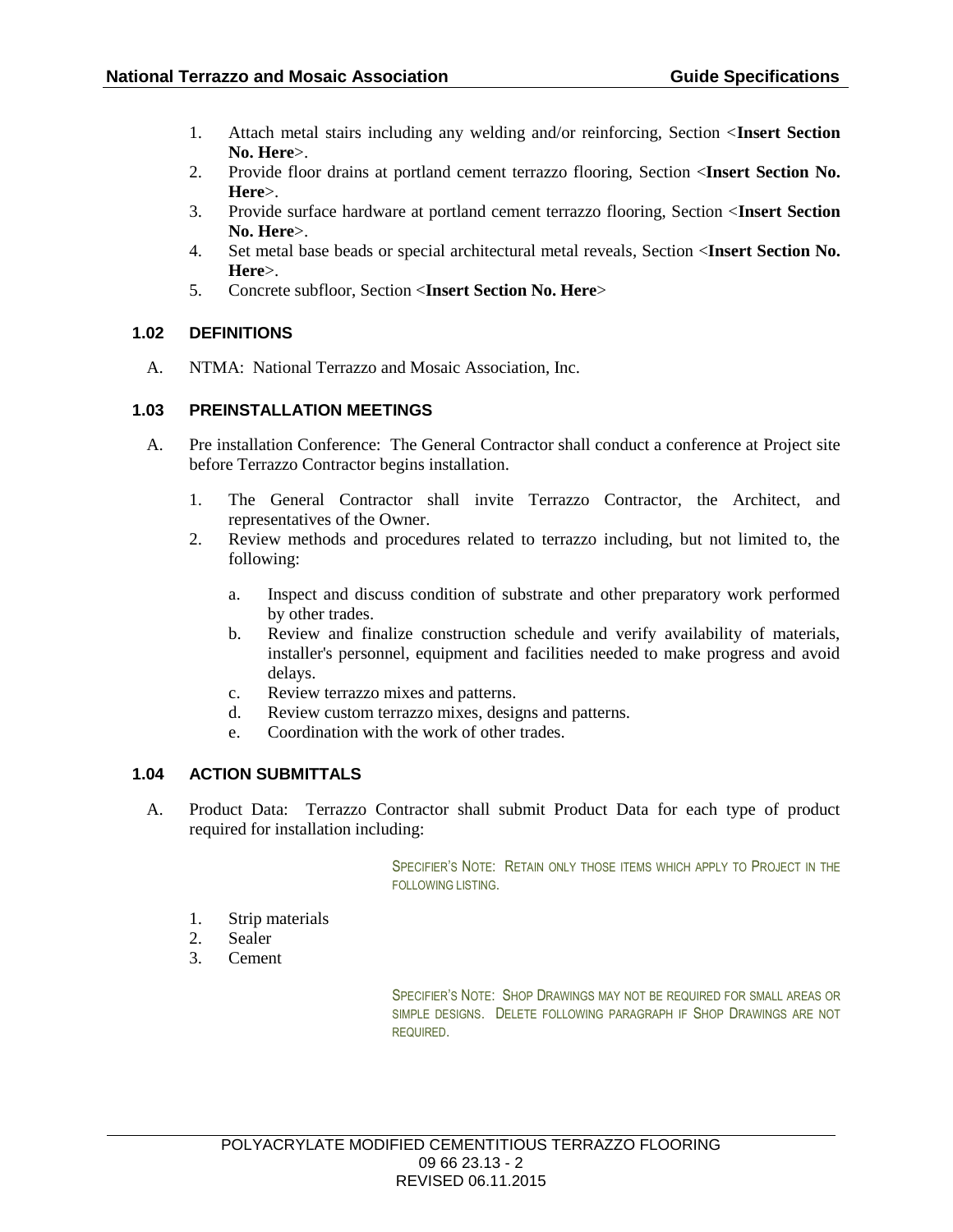1. Attach metal stairs including any welding and/or reinforcing, Section <**Insert Section No. Here**>.
2. Provide floor drains at portland cement terrazzo flooring, Section <**Insert Section No. Here**>.
3. Provide surface hardware at portland cement terrazzo flooring, Section <**Insert Section No. Here**>.
4. Set metal base beads or special architectural metal reveals, Section <**Insert Section No. Here**>.
5. Concrete subfloor, Section <**Insert Section No. Here**>

### 1.02 DEFINITIONS

A. NTMA: National Terrazzo and Mosaic Association, Inc.

### 1.03 PREINSTALLATION MEETINGS

A. Pre installation Conference: The General Contractor shall conduct a conference at Project site before Terrazzo Contractor begins installation.

1. The General Contractor shall invite Terrazzo Contractor, the Architect, and representatives of the Owner.
2. Review methods and procedures related to terrazzo including, but not limited to, the following:
   a. Inspect and discuss condition of substrate and other preparatory work performed by other trades.
   b. Review and finalize construction schedule and verify availability of materials, installer's personnel, equipment and facilities needed to make progress and avoid delays.
   c. Review terrazzo mixes and patterns.
   d. Review custom terrazzo mixes, designs and patterns.
   e. Coordination with the work of other trades.

### 1.04 ACTION SUBMITTALS

A. Product Data: Terrazzo Contractor shall submit Product Data for each type of product required for installation including:

SPECIFIER'S NOTE: RETAIN ONLY THOSE ITEMS WHICH APPLY TO PROJECT IN THE FOLLOWING LISTING.

1. Strip materials
2. Sealer
3. Cement

SPECIFIER'S NOTE: SHOP DRAWINGS MAY NOT BE REQUIRED FOR SMALL AREAS OR SIMPLE DESIGNS. DELETE FOLLOWING PARAGRAPH IF SHOP DRAWINGS ARE NOT REQUIRED.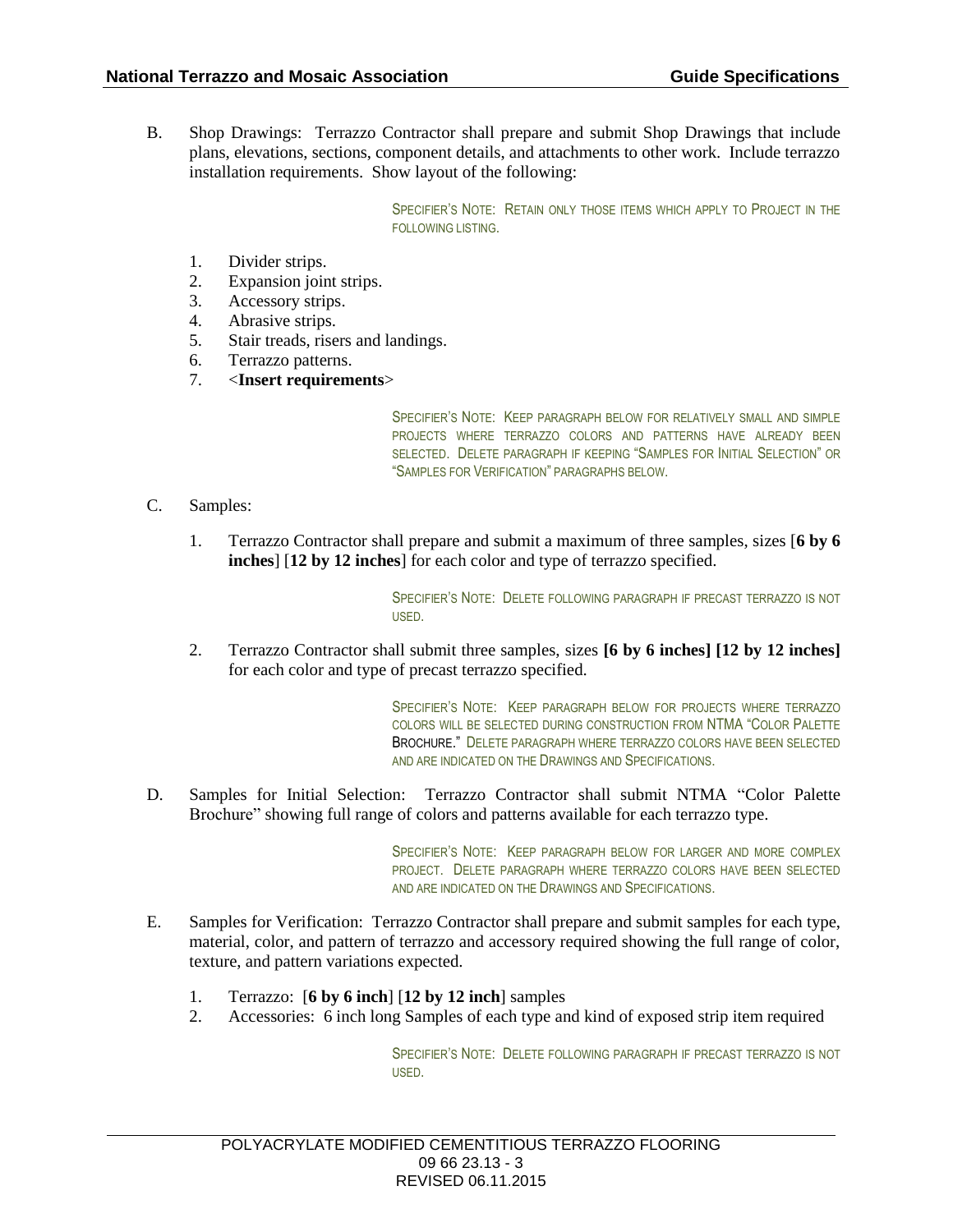B. Shop Drawings: Terrazzo Contractor shall prepare and submit Shop Drawings that include plans, elevations, sections, component details, and attachments to other work. Include terrazzo installation requirements. Show layout of the following:

SPECIFIER'S NOTE: RETAIN ONLY THOSE ITEMS WHICH APPLY TO PROJECT IN THE FOLLOWING LISTING.

1. Divider strips.
2. Expansion joint strips.
3. Accessory strips.
4. Abrasive strips.
5. Stair treads, risers and landings.
6. Terrazzo patterns.
7. <**Insert requirements**>

SPECIFIER'S NOTE: KEEP PARAGRAPH BELOW FOR RELATIVELY SMALL AND SIMPLE PROJECTS WHERE TERRAZZO COLORS AND PATTERNS HAVE ALREADY BEEN SELECTED. DELETE PARAGRAPH IF KEEPING "SAMPLES FOR INITIAL SELECTION" OR "SAMPLES FOR VERIFICATION" PARAGRAPHS BELOW.

C. Samples:

1. Terrazzo Contractor shall prepare and submit a maximum of three samples, sizes [**6 by 6 inches**] [**12 by 12 inches**] for each color and type of terrazzo specified.

SPECIFIER'S NOTE: DELETE FOLLOWING PARAGRAPH IF PRECAST TERRAZZO IS NOT USED.

2. Terrazzo Contractor shall submit three samples, sizes **[6 by 6 inches] [12 by 12 inches]** for each color and type of precast terrazzo specified.

SPECIFIER'S NOTE: KEEP PARAGRAPH BELOW FOR PROJECTS WHERE TERRAZZO COLORS WILL BE SELECTED DURING CONSTRUCTION FROM NTMA "COLOR PALETTE BROCHURE." DELETE PARAGRAPH WHERE TERRAZZO COLORS HAVE BEEN SELECTED AND ARE INDICATED ON THE DRAWINGS AND SPECIFICATIONS.

D. Samples for Initial Selection: Terrazzo Contractor shall submit NTMA "Color Palette Brochure" showing full range of colors and patterns available for each terrazzo type.

SPECIFIER'S NOTE: KEEP PARAGRAPH BELOW FOR LARGER AND MORE COMPLEX PROJECT. DELETE PARAGRAPH WHERE TERRAZZO COLORS HAVE BEEN SELECTED AND ARE INDICATED ON THE DRAWINGS AND SPECIFICATIONS.

E. Samples for Verification: Terrazzo Contractor shall prepare and submit samples for each type, material, color, and pattern of terrazzo and accessory required showing the full range of color, texture, and pattern variations expected.

1. Terrazzo: [**6 by 6 inch**] [**12 by 12 inch**] samples
2. Accessories: 6 inch long Samples of each type and kind of exposed strip item required

SPECIFIER'S NOTE: DELETE FOLLOWING PARAGRAPH IF PRECAST TERRAZZO IS NOT USED.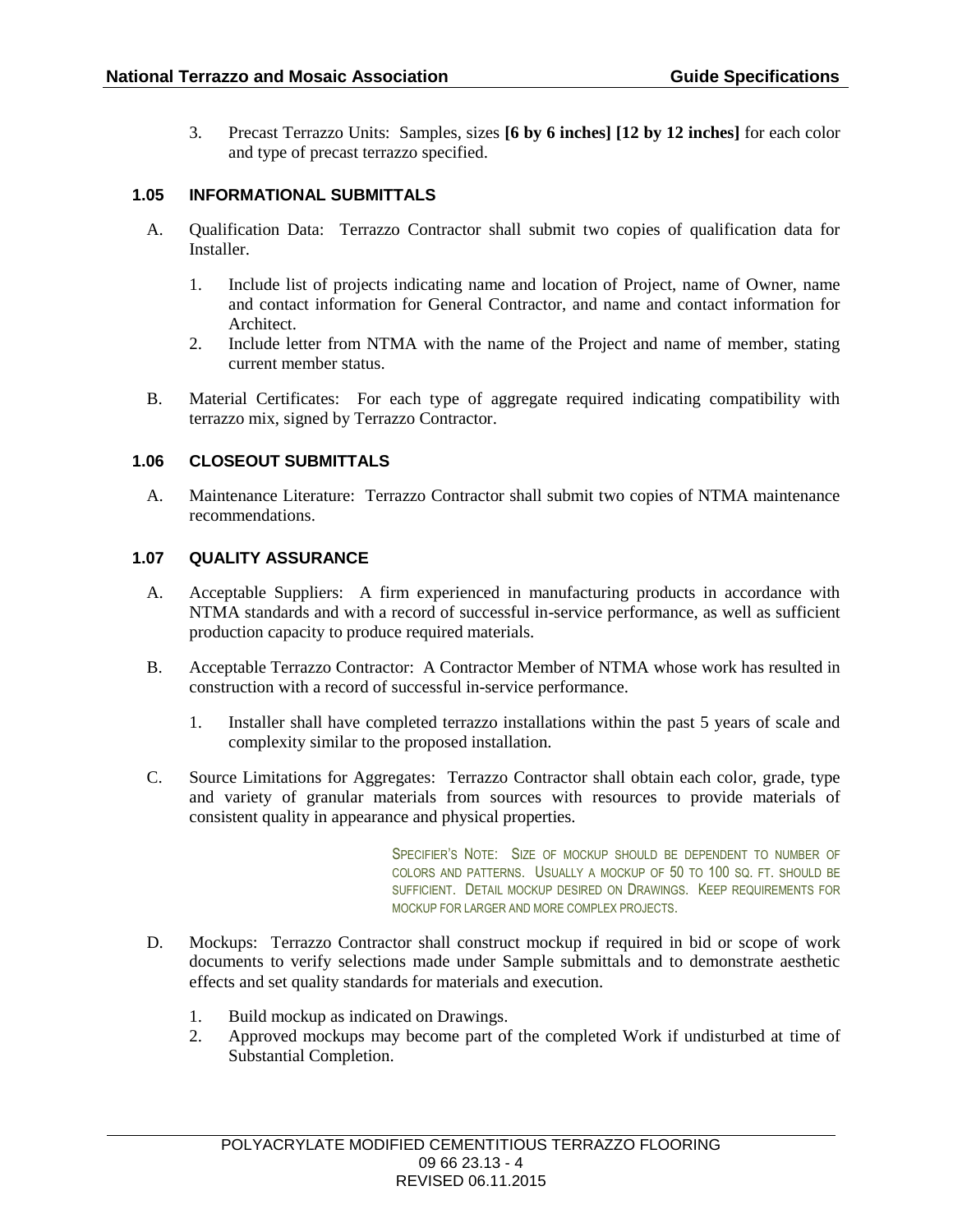3. Precast Terrazzo Units: Samples, sizes **[6 by 6 inches] [12 by 12 inches]** for each color and type of precast terrazzo specified.

### 1.05 INFORMATIONAL SUBMITTALS

A. Qualification Data: Terrazzo Contractor shall submit two copies of qualification data for Installer.

1. Include list of projects indicating name and location of Project, name of Owner, name and contact information for General Contractor, and name and contact information for Architect.
2. Include letter from NTMA with the name of the Project and name of member, stating current member status.

B. Material Certificates: For each type of aggregate required indicating compatibility with terrazzo mix, signed by Terrazzo Contractor.

### 1.06 CLOSEOUT SUBMITTALS

A. Maintenance Literature: Terrazzo Contractor shall submit two copies of NTMA maintenance recommendations.

### 1.07 QUALITY ASSURANCE

A. Acceptable Suppliers: A firm experienced in manufacturing products in accordance with NTMA standards and with a record of successful in-service performance, as well as sufficient production capacity to produce required materials.

B. Acceptable Terrazzo Contractor: A Contractor Member of NTMA whose work has resulted in construction with a record of successful in-service performance.

1. Installer shall have completed terrazzo installations within the past 5 years of scale and complexity similar to the proposed installation.

C. Source Limitations for Aggregates: Terrazzo Contractor shall obtain each color, grade, type and variety of granular materials from sources with resources to provide materials of consistent quality in appearance and physical properties.

SPECIFIER'S NOTE: SIZE OF MOCKUP SHOULD BE DEPENDENT TO NUMBER OF COLORS AND PATTERNS. USUALLY A MOCKUP OF 50 TO 100 SQ. FT. SHOULD BE SUFFICIENT. DETAIL MOCKUP DESIRED ON DRAWINGS. KEEP REQUIREMENTS FOR MOCKUP FOR LARGER AND MORE COMPLEX PROJECTS.

D. Mockups: Terrazzo Contractor shall construct mockup if required in bid or scope of work documents to verify selections made under Sample submittals and to demonstrate aesthetic effects and set quality standards for materials and execution.

1. Build mockup as indicated on Drawings.
2. Approved mockups may become part of the completed Work if undisturbed at time of Substantial Completion.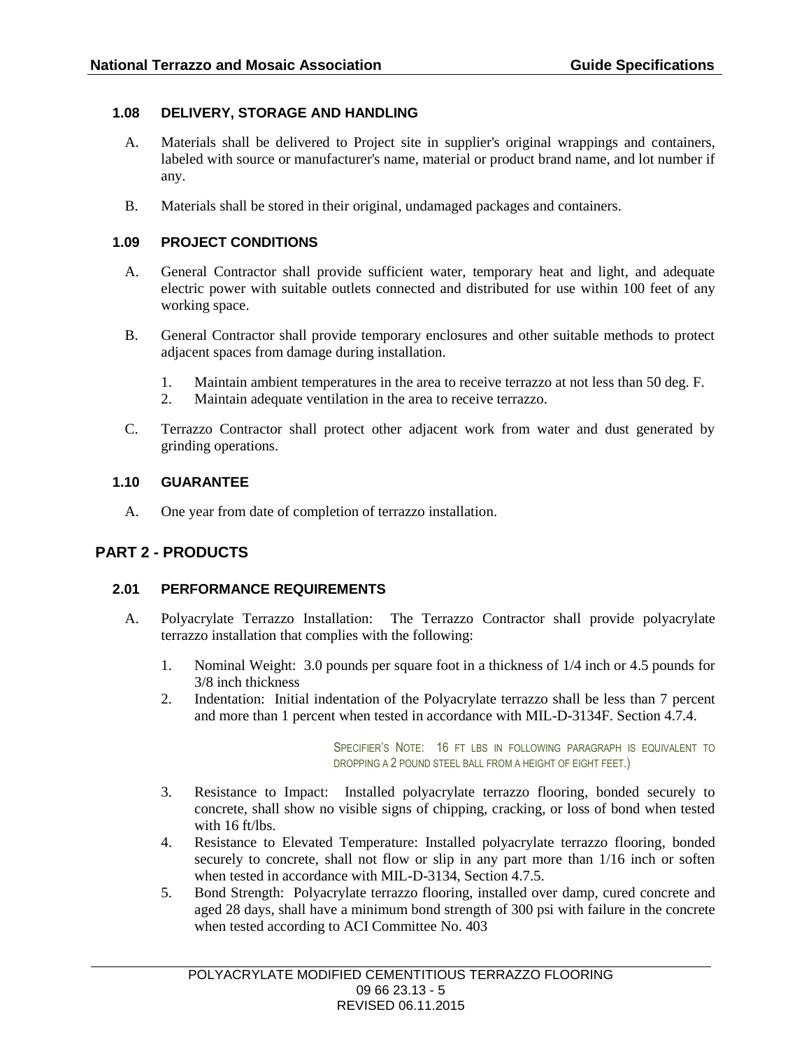### 1.08 DELIVERY, STORAGE AND HANDLING

A. Materials shall be delivered to Project site in supplier's original wrappings and containers, labeled with source or manufacturer's name, material or product brand name, and lot number if any.

B. Materials shall be stored in their original, undamaged packages and containers.

### 1.09 PROJECT CONDITIONS

A. General Contractor shall provide sufficient water, temporary heat and light, and adequate electric power with suitable outlets connected and distributed for use within 100 feet of any working space.

B. General Contractor shall provide temporary enclosures and other suitable methods to protect adjacent spaces from damage during installation.

1. Maintain ambient temperatures in the area to receive terrazzo at not less than 50 deg. F.
2. Maintain adequate ventilation in the area to receive terrazzo.

C. Terrazzo Contractor shall protect other adjacent work from water and dust generated by grinding operations.

### 1.10 GUARANTEE

A. One year from date of completion of terrazzo installation.

## PART 2 - PRODUCTS

### 2.01 PERFORMANCE REQUIREMENTS

A. Polyacrylate Terrazzo Installation: The Terrazzo Contractor shall provide polyacrylate terrazzo installation that complies with the following:

1. Nominal Weight: 3.0 pounds per square foot in a thickness of 1/4 inch or 4.5 pounds for 3/8 inch thickness
2. Indentation: Initial indentation of the Polyacrylate terrazzo shall be less than 7 percent and more than 1 percent when tested in accordance with MIL-D-3134F. Section 4.7.4.

SPECIFIER'S NOTE: 16 FT LBS IN FOLLOWING PARAGRAPH IS EQUIVALENT TO DROPPING A 2 POUND STEEL BALL FROM A HEIGHT OF EIGHT FEET.)

3. Resistance to Impact: Installed polyacrylate terrazzo flooring, bonded securely to concrete, shall show no visible signs of chipping, cracking, or loss of bond when tested with 16 ft/lbs.
4. Resistance to Elevated Temperature: Installed polyacrylate terrazzo flooring, bonded securely to concrete, shall not flow or slip in any part more than 1/16 inch or soften when tested in accordance with MIL-D-3134, Section 4.7.5.
5. Bond Strength: Polyacrylate terrazzo flooring, installed over damp, cured concrete and aged 28 days, shall have a minimum bond strength of 300 psi with failure in the concrete when tested according to ACI Committee No. 403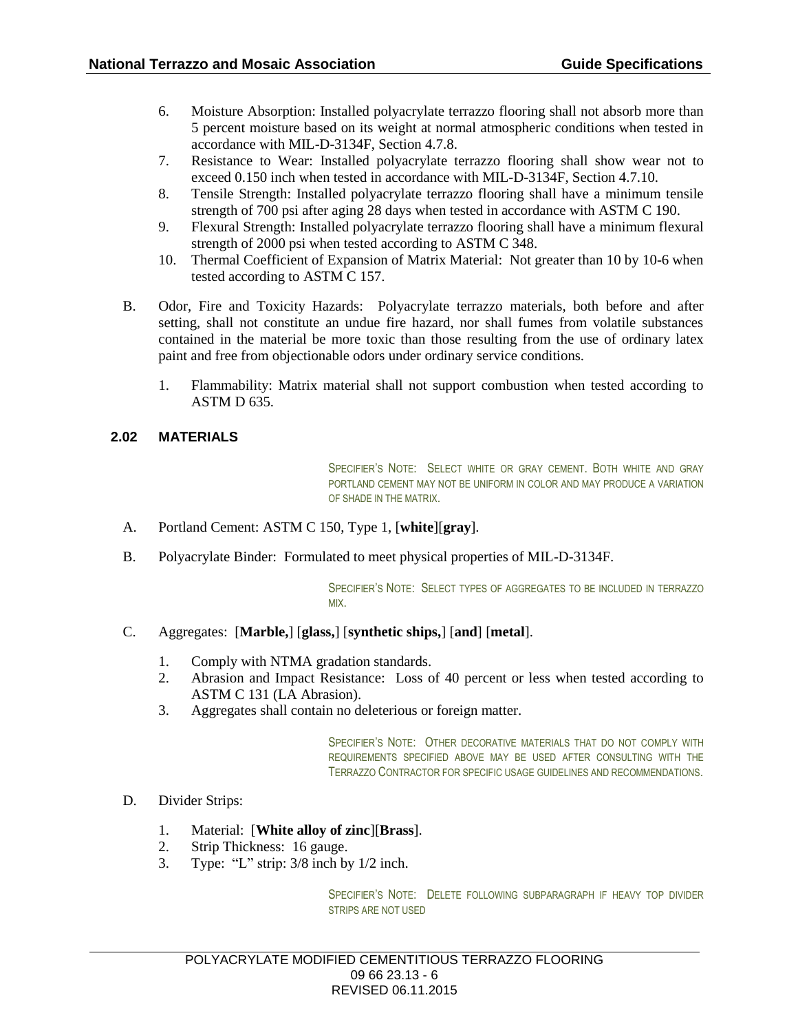6. Moisture Absorption: Installed polyacrylate terrazzo flooring shall not absorb more than 5 percent moisture based on its weight at normal atmospheric conditions when tested in accordance with MIL-D-3134F, Section 4.7.8.
7. Resistance to Wear: Installed polyacrylate terrazzo flooring shall show wear not to exceed 0.150 inch when tested in accordance with MIL-D-3134F, Section 4.7.10.
8. Tensile Strength: Installed polyacrylate terrazzo flooring shall have a minimum tensile strength of 700 psi after aging 28 days when tested in accordance with ASTM C 190.
9. Flexural Strength: Installed polyacrylate terrazzo flooring shall have a minimum flexural strength of 2000 psi when tested according to ASTM C 348.
10. Thermal Coefficient of Expansion of Matrix Material: Not greater than 10 by 10-6 when tested according to ASTM C 157.

B. Odor, Fire and Toxicity Hazards: Polyacrylate terrazzo materials, both before and after setting, shall not constitute an undue fire hazard, nor shall fumes from volatile substances contained in the material be more toxic than those resulting from the use of ordinary latex paint and free from objectionable odors under ordinary service conditions.

1. Flammability: Matrix material shall not support combustion when tested according to ASTM D 635.

## 2.02 MATERIALS

SPECIFIER'S NOTE: SELECT WHITE OR GRAY CEMENT. BOTH WHITE AND GRAY PORTLAND CEMENT MAY NOT BE UNIFORM IN COLOR AND MAY PRODUCE A VARIATION OF SHADE IN THE MATRIX.

A. Portland Cement: ASTM C 150, Type 1, [**white**][**gray**].

B. Polyacrylate Binder: Formulated to meet physical properties of MIL-D-3134F.

SPECIFIER'S NOTE: SELECT TYPES OF AGGREGATES TO BE INCLUDED IN TERRAZZO MIX.

C. Aggregates: [**Marble,**] [**glass,**] [**synthetic ships,**] [**and**] [**metal**].

1. Comply with NTMA gradation standards.
2. Abrasion and Impact Resistance: Loss of 40 percent or less when tested according to ASTM C 131 (LA Abrasion).
3. Aggregates shall contain no deleterious or foreign matter.

SPECIFIER'S NOTE: OTHER DECORATIVE MATERIALS THAT DO NOT COMPLY WITH REQUIREMENTS SPECIFIED ABOVE MAY BE USED AFTER CONSULTING WITH THE TERRAZZO CONTRACTOR FOR SPECIFIC USAGE GUIDELINES AND RECOMMENDATIONS.

D. Divider Strips:

1. Material: [**White alloy of zinc**][**Brass**].
2. Strip Thickness: 16 gauge.
3. Type: "L" strip: 3/8 inch by 1/2 inch.

SPECIFIER'S NOTE: DELETE FOLLOWING SUBPARAGRAPH IF HEAVY TOP DIVIDER STRIPS ARE NOT USED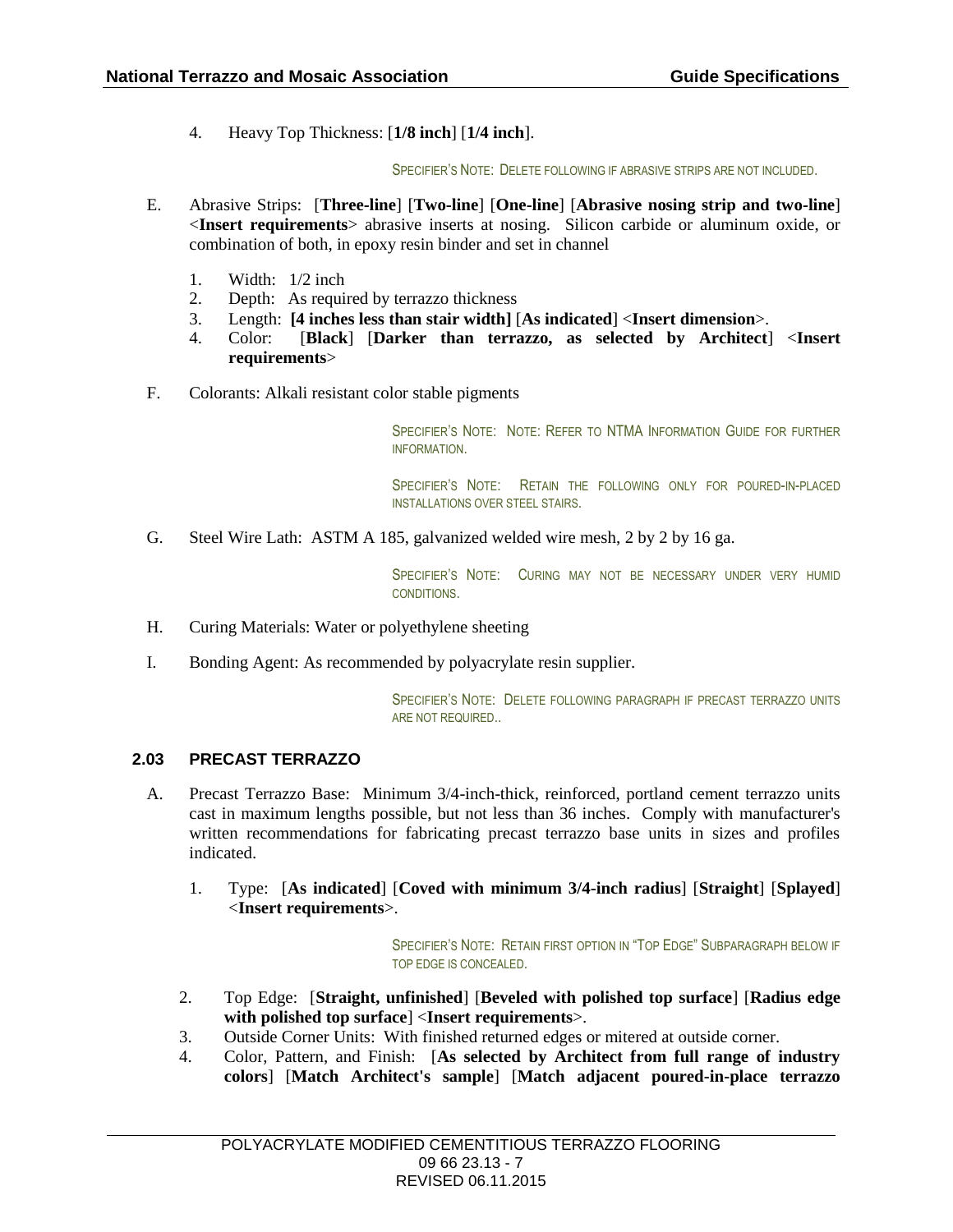4. Heavy Top Thickness: [**1/8 inch**] [**1/4 inch**].

SPECIFIER'S NOTE: DELETE FOLLOWING IF ABRASIVE STRIPS ARE NOT INCLUDED.

E. Abrasive Strips: [**Three-line**] [**Two-line**] [**One-line**] [**Abrasive nosing strip and two-line**] <**Insert requirements**> abrasive inserts at nosing. Silicon carbide or aluminum oxide, or combination of both, in epoxy resin binder and set in channel

1. Width: 1/2 inch
2. Depth: As required by terrazzo thickness
3. Length: **[4 inches less than stair width]** [**As indicated**] <**Insert dimension**>.
4. Color: [**Black**] [**Darker than terrazzo, as selected by Architect**] <**Insert requirements**>

F. Colorants: Alkali resistant color stable pigments

SPECIFIER'S NOTE: NOTE: REFER TO NTMA INFORMATION GUIDE FOR FURTHER INFORMATION.

SPECIFIER'S NOTE: RETAIN THE FOLLOWING ONLY FOR POURED-IN-PLACED INSTALLATIONS OVER STEEL STAIRS.

G. Steel Wire Lath: ASTM A 185, galvanized welded wire mesh, 2 by 2 by 16 ga.

SPECIFIER'S NOTE: CURING MAY NOT BE NECESSARY UNDER VERY HUMID CONDITIONS.

H. Curing Materials: Water or polyethylene sheeting

I. Bonding Agent: As recommended by polyacrylate resin supplier.

SPECIFIER'S NOTE: DELETE FOLLOWING PARAGRAPH IF PRECAST TERRAZZO UNITS ARE NOT REQUIRED..

### 2.03 PRECAST TERRAZZO

A. Precast Terrazzo Base: Minimum 3/4-inch-thick, reinforced, portland cement terrazzo units cast in maximum lengths possible, but not less than 36 inches. Comply with manufacturer's written recommendations for fabricating precast terrazzo base units in sizes and profiles indicated.

1. Type: [**As indicated**] [**Coved with minimum 3/4-inch radius**] [**Straight**] [**Splayed**] <**Insert requirements**>.

SPECIFIER'S NOTE: RETAIN FIRST OPTION IN "TOP EDGE" SUBPARAGRAPH BELOW IF TOP EDGE IS CONCEALED.

2. Top Edge: [**Straight, unfinished**] [**Beveled with polished top surface**] [**Radius edge with polished top surface**] <**Insert requirements**>.
3. Outside Corner Units: With finished returned edges or mitered at outside corner.
4. Color, Pattern, and Finish: [**As selected by Architect from full range of industry colors**] [**Match Architect's sample**] [**Match adjacent poured-in-place terrazzo**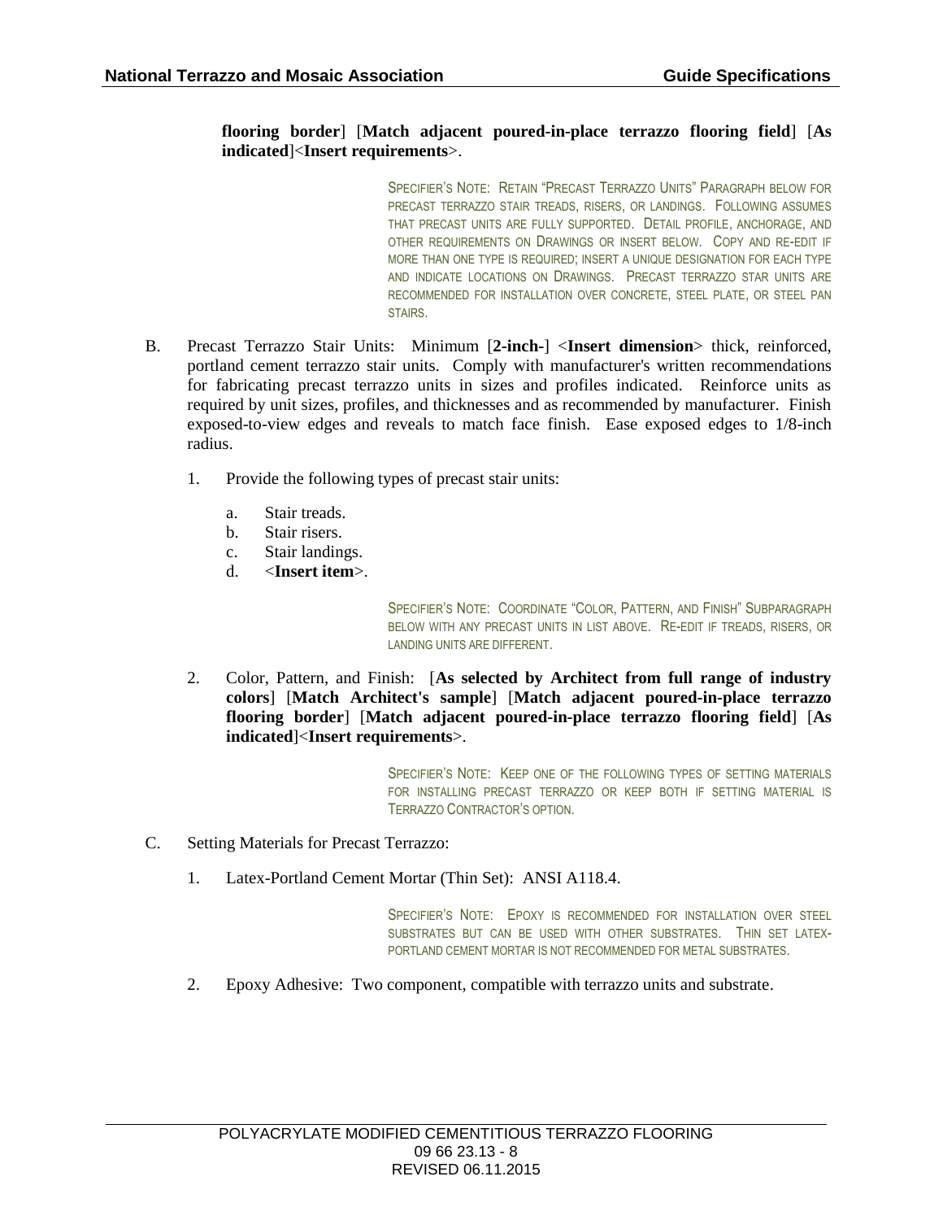**flooring border**] [**Match adjacent poured-in-place terrazzo flooring field**] [**As indicated**]<**Insert requirements**>.

SPECIFIER'S NOTE: RETAIN "PRECAST TERRAZZO UNITS" PARAGRAPH BELOW FOR PRECAST TERRAZZO STAIR TREADS, RISERS, OR LANDINGS. FOLLOWING ASSUMES THAT PRECAST UNITS ARE FULLY SUPPORTED. DETAIL PROFILE, ANCHORAGE, AND OTHER REQUIREMENTS ON DRAWINGS OR INSERT BELOW. COPY AND RE-EDIT IF MORE THAN ONE TYPE IS REQUIRED; INSERT A UNIQUE DESIGNATION FOR EACH TYPE AND INDICATE LOCATIONS ON DRAWINGS. PRECAST TERRAZZO STAR UNITS ARE RECOMMENDED FOR INSTALLATION OVER CONCRETE, STEEL PLATE, OR STEEL PAN STAIRS.

B. Precast Terrazzo Stair Units: Minimum [**2-inch-**] <**Insert dimension**> thick, reinforced, portland cement terrazzo stair units. Comply with manufacturer's written recommendations for fabricating precast terrazzo units in sizes and profiles indicated. Reinforce units as required by unit sizes, profiles, and thicknesses and as recommended by manufacturer. Finish exposed-to-view edges and reveals to match face finish. Ease exposed edges to 1/8-inch radius.

   1. Provide the following types of precast stair units:

      a. Stair treads.
      b. Stair risers.
      c. Stair landings.
      d. <**Insert item**>.

SPECIFIER'S NOTE: COORDINATE "COLOR, PATTERN, AND FINISH" SUBPARAGRAPH BELOW WITH ANY PRECAST UNITS IN LIST ABOVE. RE-EDIT IF TREADS, RISERS, OR LANDING UNITS ARE DIFFERENT.

   2. Color, Pattern, and Finish: [**As selected by Architect from full range of industry colors**] [**Match Architect's sample**] [**Match adjacent poured-in-place terrazzo flooring border**] [**Match adjacent poured-in-place terrazzo flooring field**] [**As indicated**]<**Insert requirements**>.

SPECIFIER'S NOTE: KEEP ONE OF THE FOLLOWING TYPES OF SETTING MATERIALS FOR INSTALLING PRECAST TERRAZZO OR KEEP BOTH IF SETTING MATERIAL IS TERRAZZO CONTRACTOR'S OPTION.

C. Setting Materials for Precast Terrazzo:

   1. Latex-Portland Cement Mortar (Thin Set): ANSI A118.4.

SPECIFIER'S NOTE: EPOXY IS RECOMMENDED FOR INSTALLATION OVER STEEL SUBSTRATES BUT CAN BE USED WITH OTHER SUBSTRATES. THIN SET LATEX-PORTLAND CEMENT MORTAR IS NOT RECOMMENDED FOR METAL SUBSTRATES.

   2. Epoxy Adhesive: Two component, compatible with terrazzo units and substrate.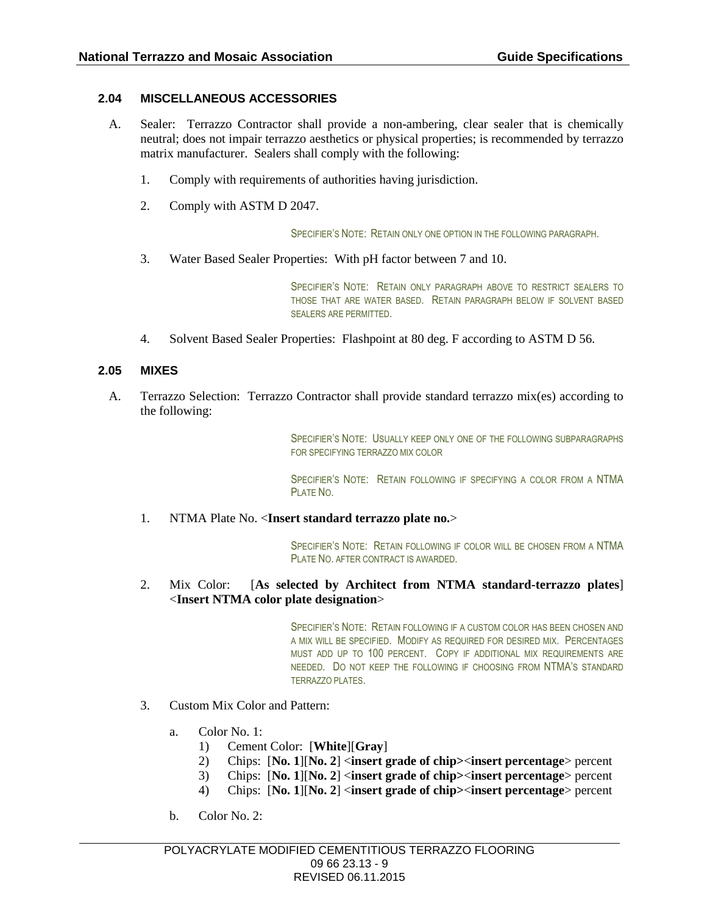### 2.04 MISCELLANEOUS ACCESSORIES

A. Sealer: Terrazzo Contractor shall provide a non-ambering, clear sealer that is chemically neutral; does not impair terrazzo aesthetics or physical properties; is recommended by terrazzo matrix manufacturer. Sealers shall comply with the following:

1. Comply with requirements of authorities having jurisdiction.

2. Comply with ASTM D 2047.

SPECIFIER'S NOTE: RETAIN ONLY ONE OPTION IN THE FOLLOWING PARAGRAPH.

3. Water Based Sealer Properties: With pH factor between 7 and 10.

SPECIFIER'S NOTE: RETAIN ONLY PARAGRAPH ABOVE TO RESTRICT SEALERS TO THOSE THAT ARE WATER BASED. RETAIN PARAGRAPH BELOW IF SOLVENT BASED SEALERS ARE PERMITTED.

4. Solvent Based Sealer Properties: Flashpoint at 80 deg. F according to ASTM D 56.

### 2.05 MIXES

A. Terrazzo Selection: Terrazzo Contractor shall provide standard terrazzo mix(es) according to the following:

SPECIFIER'S NOTE: USUALLY KEEP ONLY ONE OF THE FOLLOWING SUBPARAGRAPHS FOR SPECIFYING TERRAZZO MIX COLOR

SPECIFIER'S NOTE: RETAIN FOLLOWING IF SPECIFYING A COLOR FROM A NTMA PLATE NO.

1. NTMA Plate No. <**Insert standard terrazzo plate no.**>

SPECIFIER'S NOTE: RETAIN FOLLOWING IF COLOR WILL BE CHOSEN FROM A NTMA PLATE NO. AFTER CONTRACT IS AWARDED.

2. Mix Color: [**As selected by Architect from NTMA standard-terrazzo plates**] <**Insert NTMA color plate designation**>

SPECIFIER'S NOTE: RETAIN FOLLOWING IF A CUSTOM COLOR HAS BEEN CHOSEN AND A MIX WILL BE SPECIFIED. MODIFY AS REQUIRED FOR DESIRED MIX. PERCENTAGES MUST ADD UP TO 100 PERCENT. COPY IF ADDITIONAL MIX REQUIREMENTS ARE NEEDED. DO NOT KEEP THE FOLLOWING IF CHOOSING FROM NTMA'S STANDARD TERRAZZO PLATES.

3. Custom Mix Color and Pattern:

   a. Color No. 1:
      1) Cement Color: [**White**][**Gray**]
      2) Chips: [**No. 1**][**No. 2**] <**insert grade of chip**><**insert percentage**> percent
      3) Chips: [**No. 1**][**No. 2**] <**insert grade of chip**><**insert percentage**> percent
      4) Chips: [**No. 1**][**No. 2**] <**insert grade of chip**><**insert percentage**> percent

   b. Color No. 2: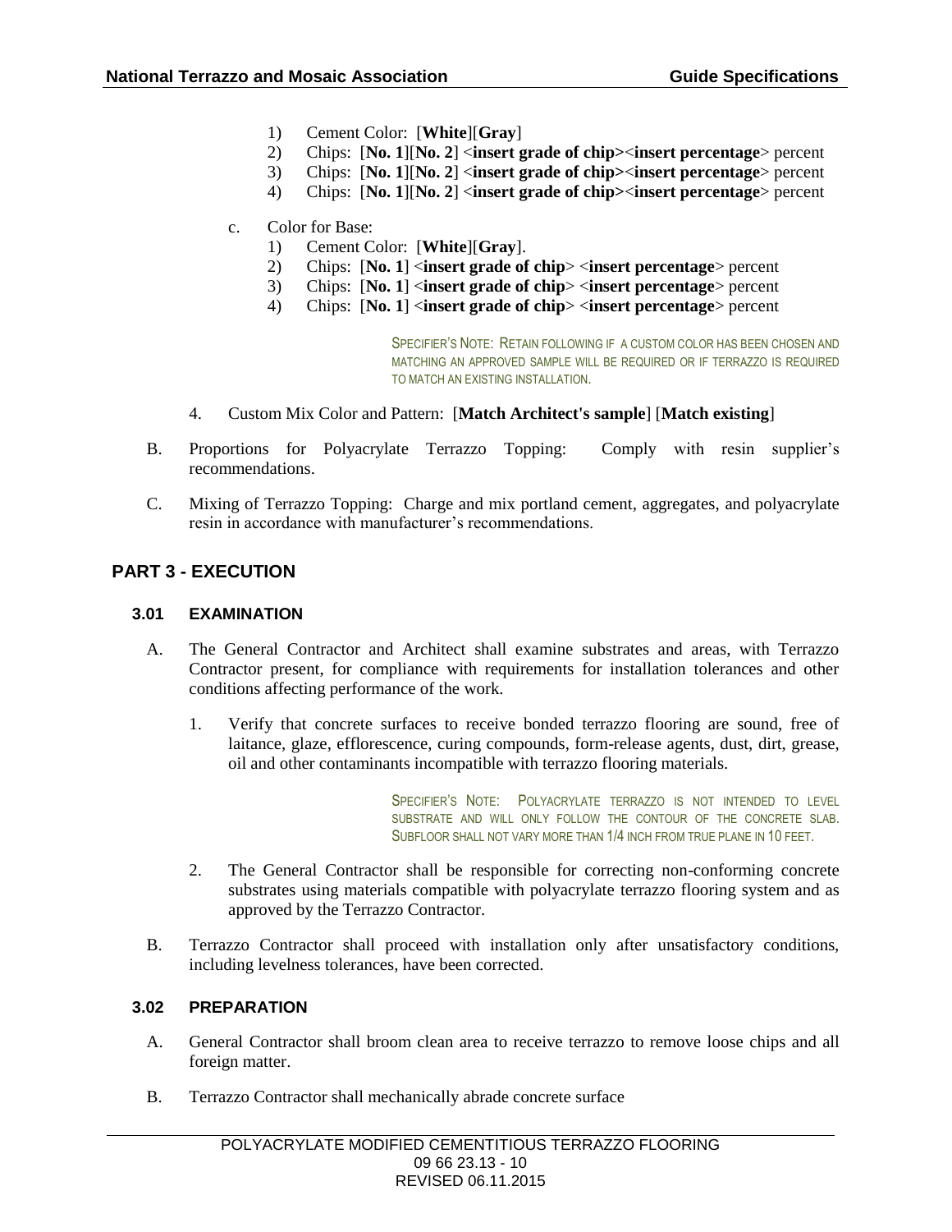1) Cement Color: [**White**][**Gray**]
2) Chips: [**No. 1**][**No. 2**] <**insert grade of chip**><**insert percentage**> percent
3) Chips: [**No. 1**][**No. 2**] <**insert grade of chip**><**insert percentage**> percent
4) Chips: [**No. 1**][**No. 2**] <**insert grade of chip**><**insert percentage**> percent

c. Color for Base:
1) Cement Color: [**White**][**Gray**].
2) Chips: [**No. 1**] <**insert grade of chip**> <**insert percentage**> percent
3) Chips: [**No. 1**] <**insert grade of chip**> <**insert percentage**> percent
4) Chips: [**No. 1**] <**insert grade of chip**> <**insert percentage**> percent

SPECIFIER'S NOTE: RETAIN FOLLOWING IF A CUSTOM COLOR HAS BEEN CHOSEN AND MATCHING AN APPROVED SAMPLE WILL BE REQUIRED OR IF TERRAZZO IS REQUIRED TO MATCH AN EXISTING INSTALLATION.

4. Custom Mix Color and Pattern: [**Match Architect's sample**] [**Match existing**]

B. Proportions for Polyacrylate Terrazzo Topping: Comply with resin supplier's recommendations.

C. Mixing of Terrazzo Topping: Charge and mix portland cement, aggregates, and polyacrylate resin in accordance with manufacturer's recommendations.

## PART 3 - EXECUTION

### 3.01 EXAMINATION

A. The General Contractor and Architect shall examine substrates and areas, with Terrazzo Contractor present, for compliance with requirements for installation tolerances and other conditions affecting performance of the work.

1. Verify that concrete surfaces to receive bonded terrazzo flooring are sound, free of laitance, glaze, efflorescence, curing compounds, form-release agents, dust, dirt, grease, oil and other contaminants incompatible with terrazzo flooring materials.

SPECIFIER'S NOTE: POLYACRYLATE TERRAZZO IS NOT INTENDED TO LEVEL SUBSTRATE AND WILL ONLY FOLLOW THE CONTOUR OF THE CONCRETE SLAB. SUBFLOOR SHALL NOT VARY MORE THAN 1/4 INCH FROM TRUE PLANE IN 10 FEET.

2. The General Contractor shall be responsible for correcting non-conforming concrete substrates using materials compatible with polyacrylate terrazzo flooring system and as approved by the Terrazzo Contractor.

B. Terrazzo Contractor shall proceed with installation only after unsatisfactory conditions, including levelness tolerances, have been corrected.

### 3.02 PREPARATION

A. General Contractor shall broom clean area to receive terrazzo to remove loose chips and all foreign matter.

B. Terrazzo Contractor shall mechanically abrade concrete surface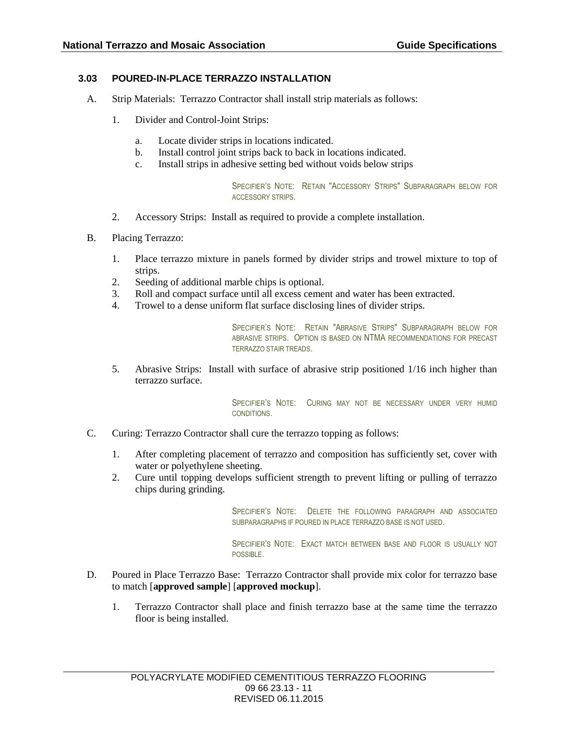### 3.03 POURED-IN-PLACE TERRAZZO INSTALLATION

A. Strip Materials: Terrazzo Contractor shall install strip materials as follows:

1. Divider and Control-Joint Strips:

    a. Locate divider strips in locations indicated.
    b. Install control joint strips back to back in locations indicated.
    c. Install strips in adhesive setting bed without voids below strips

> SPECIFIER'S NOTE: RETAIN "ACCESSORY STRIPS" SUBPARAGRAPH BELOW FOR ACCESSORY STRIPS.

2. Accessory Strips: Install as required to provide a complete installation.

B. Placing Terrazzo:

1. Place terrazzo mixture in panels formed by divider strips and trowel mixture to top of strips.
2. Seeding of additional marble chips is optional.
3. Roll and compact surface until all excess cement and water has been extracted.
4. Trowel to a dense uniform flat surface disclosing lines of divider strips.

> SPECIFIER'S NOTE: RETAIN "ABRASIVE STRIPS" SUBPARAGRAPH BELOW FOR ABRASIVE STRIPS. OPTION IS BASED ON NTMA RECOMMENDATIONS FOR PRECAST TERRAZZO STAIR TREADS.

5. Abrasive Strips: Install with surface of abrasive strip positioned 1/16 inch higher than terrazzo surface.

> SPECIFIER'S NOTE: CURING MAY NOT BE NECESSARY UNDER VERY HUMID CONDITIONS.

C. Curing: Terrazzo Contractor shall cure the terrazzo topping as follows:

1. After completing placement of terrazzo and composition has sufficiently set, cover with water or polyethylene sheeting.
2. Cure until topping develops sufficient strength to prevent lifting or pulling of terrazzo chips during grinding.

> SPECIFIER'S NOTE: DELETE THE FOLLOWING PARAGRAPH AND ASSOCIATED SUBPARAGRAPHS IF POURED IN PLACE TERRAZZO BASE IS NOT USED.

> SPECIFIER'S NOTE: EXACT MATCH BETWEEN BASE AND FLOOR IS USUALLY NOT POSSIBLE.

D. Poured in Place Terrazzo Base: Terrazzo Contractor shall provide mix color for terrazzo base to match [**approved sample**] [**approved mockup**].

1. Terrazzo Contractor shall place and finish terrazzo base at the same time the terrazzo floor is being installed.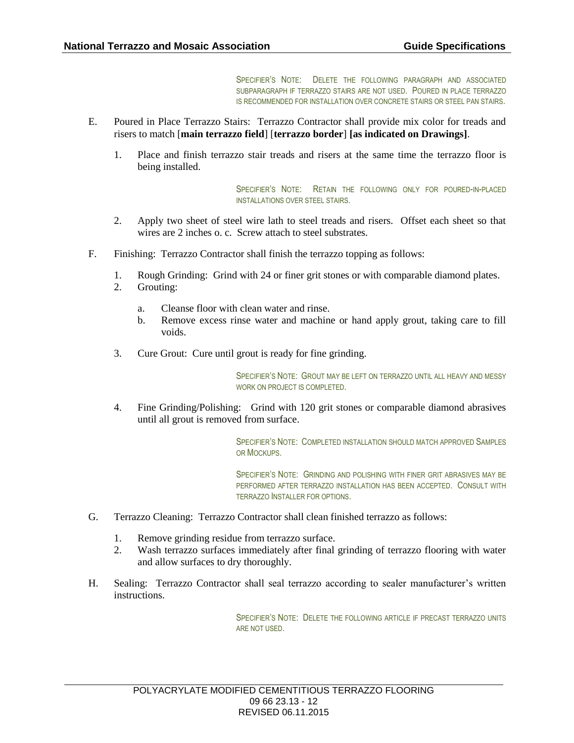SPECIFIER'S NOTE: DELETE THE FOLLOWING PARAGRAPH AND ASSOCIATED SUBPARAGRAPH IF TERRAZZO STAIRS ARE NOT USED. POURED IN PLACE TERRAZZO IS RECOMMENDED FOR INSTALLATION OVER CONCRETE STAIRS OR STEEL PAN STAIRS.

E. Poured in Place Terrazzo Stairs: Terrazzo Contractor shall provide mix color for treads and risers to match [**main terrazzo field**] [**terrazzo border**] **[as indicated on Drawings]**.

1. Place and finish terrazzo stair treads and risers at the same time the terrazzo floor is being installed.

SPECIFIER'S NOTE: RETAIN THE FOLLOWING ONLY FOR POURED-IN-PLACED INSTALLATIONS OVER STEEL STAIRS.

2. Apply two sheet of steel wire lath to steel treads and risers. Offset each sheet so that wires are 2 inches o. c. Screw attach to steel substrates.

F. Finishing: Terrazzo Contractor shall finish the terrazzo topping as follows:

1. Rough Grinding: Grind with 24 or finer grit stones or with comparable diamond plates.
2. Grouting:
   a. Cleanse floor with clean water and rinse.
   b. Remove excess rinse water and machine or hand apply grout, taking care to fill voids.
3. Cure Grout: Cure until grout is ready for fine grinding.

SPECIFIER'S NOTE: GROUT MAY BE LEFT ON TERRAZZO UNTIL ALL HEAVY AND MESSY WORK ON PROJECT IS COMPLETED.

4. Fine Grinding/Polishing: Grind with 120 grit stones or comparable diamond abrasives until all grout is removed from surface.

SPECIFIER'S NOTE: COMPLETED INSTALLATION SHOULD MATCH APPROVED SAMPLES OR MOCKUPS.

SPECIFIER'S NOTE: GRINDING AND POLISHING WITH FINER GRIT ABRASIVES MAY BE PERFORMED AFTER TERRAZZO INSTALLATION HAS BEEN ACCEPTED. CONSULT WITH TERRAZZO INSTALLER FOR OPTIONS.

G. Terrazzo Cleaning: Terrazzo Contractor shall clean finished terrazzo as follows:

1. Remove grinding residue from terrazzo surface.
2. Wash terrazzo surfaces immediately after final grinding of terrazzo flooring with water and allow surfaces to dry thoroughly.

H. Sealing: Terrazzo Contractor shall seal terrazzo according to sealer manufacturer's written instructions.

SPECIFIER'S NOTE: DELETE THE FOLLOWING ARTICLE IF PRECAST TERRAZZO UNITS ARE NOT USED.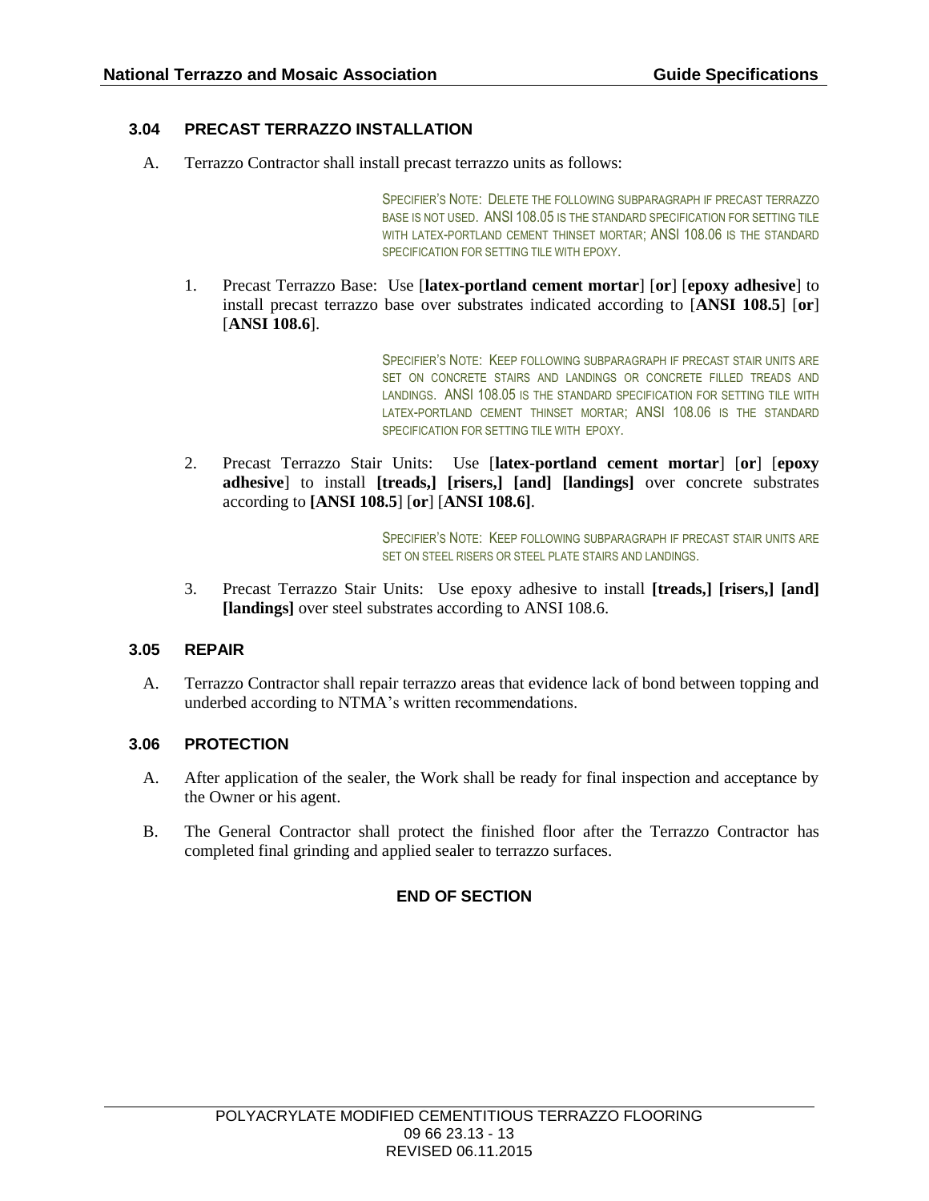### 3.04 PRECAST TERRAZZO INSTALLATION

A. Terrazzo Contractor shall install precast terrazzo units as follows:

SPECIFIER'S NOTE: DELETE THE FOLLOWING SUBPARAGRAPH IF PRECAST TERRAZZO BASE IS NOT USED. ANSI 108.05 IS THE STANDARD SPECIFICATION FOR SETTING TILE WITH LATEX-PORTLAND CEMENT THINSET MORTAR; ANSI 108.06 IS THE STANDARD SPECIFICATION FOR SETTING TILE WITH EPOXY.

1. Precast Terrazzo Base: Use [**latex-portland cement mortar**] [**or**] [**epoxy adhesive**] to install precast terrazzo base over substrates indicated according to [**ANSI 108.5**] [**or**] [**ANSI 108.6**].

SPECIFIER'S NOTE: KEEP FOLLOWING SUBPARAGRAPH IF PRECAST STAIR UNITS ARE SET ON CONCRETE STAIRS AND LANDINGS OR CONCRETE FILLED TREADS AND LANDINGS. ANSI 108.05 IS THE STANDARD SPECIFICATION FOR SETTING TILE WITH LATEX-PORTLAND CEMENT THINSET MORTAR; ANSI 108.06 IS THE STANDARD SPECIFICATION FOR SETTING TILE WITH EPOXY.

2. Precast Terrazzo Stair Units: Use [**latex-portland cement mortar**] [**or**] [**epoxy adhesive**] to install **[treads,] [risers,] [and] [landings]** over concrete substrates according to **[ANSI 108.5**] [**or**] [**ANSI 108.6]**.

SPECIFIER'S NOTE: KEEP FOLLOWING SUBPARAGRAPH IF PRECAST STAIR UNITS ARE SET ON STEEL RISERS OR STEEL PLATE STAIRS AND LANDINGS.

3. Precast Terrazzo Stair Units: Use epoxy adhesive to install **[treads,] [risers,] [and] [landings]** over steel substrates according to ANSI 108.6.

### 3.05 REPAIR

A. Terrazzo Contractor shall repair terrazzo areas that evidence lack of bond between topping and underbed according to NTMA's written recommendations.

### 3.06 PROTECTION

A. After application of the sealer, the Work shall be ready for final inspection and acceptance by the Owner or his agent.

B. The General Contractor shall protect the finished floor after the Terrazzo Contractor has completed final grinding and applied sealer to terrazzo surfaces.

**END OF SECTION**